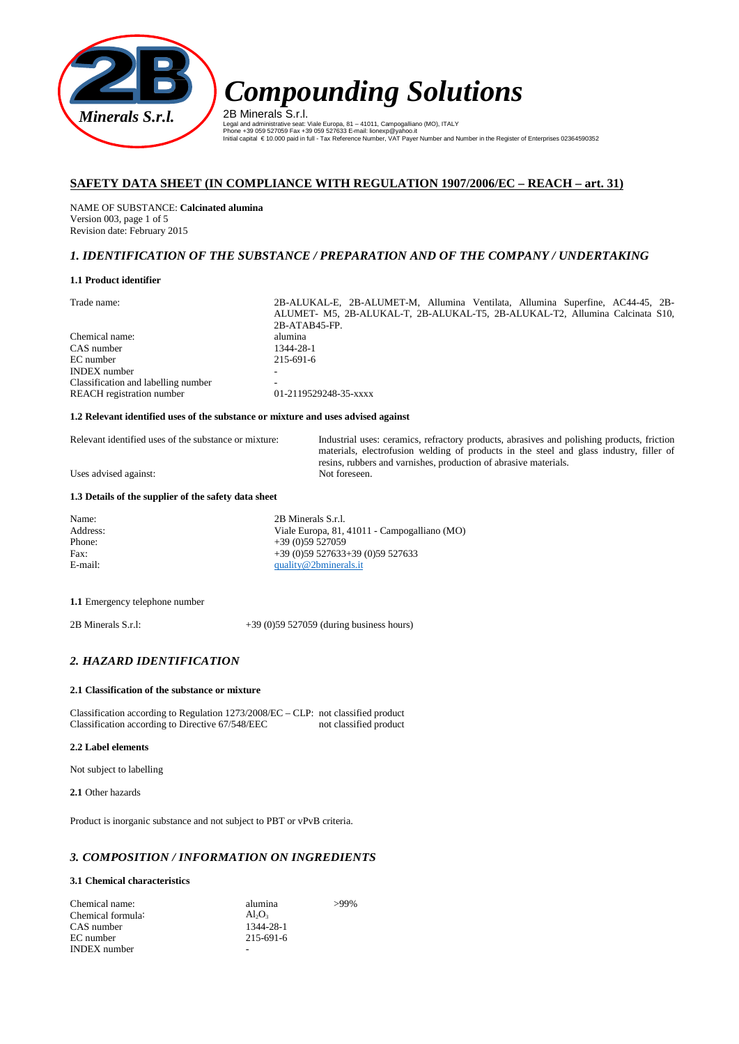**2B Minerals S.r.l.**

# Compounding Solutions

2B Minerals S.r.l.
Legal and administrative seat: Viale Europa, 81 – 41011, Campogalliano (MO), ITALY
Phone +39 059 527059 Fax +39 059 527633 E-mail: lionexp@yahoo.it
Initial capital € 10.000 paid in full - Tax Reference Number, VAT Payer Number and Number in the Register of Enterprises 02364590352

## SAFETY DATA SHEET (IN COMPLIANCE WITH REGULATION 1907/2006/EC – REACH – art. 31)

NAME OF SUBSTANCE: **Calcinated alumina**
Version 003, page 1 of 5
Revision date: February 2015

## *1. IDENTIFICATION OF THE SUBSTANCE / PREPARATION AND OF THE COMPANY / UNDERTAKING*

### 1.1 Product identifier

| | |
|---|---|
| Trade name: | 2B-ALUKAL-E, 2B-ALUMET-M, Allumina Ventilata, Allumina Superfine, AC44-45, 2B-ALUMET- M5, 2B-ALUKAL-T, 2B-ALUKAL-T5, 2B-ALUKAL-T2, Allumina Calcinata S10, 2B-ATAB45-FP. |
| Chemical name: | alumina |
| CAS number | 1344-28-1 |
| EC number | 215-691-6 |
| INDEX number | - |
| Classification and labelling number | - |
| REACH registration number | 01-2119529248-35-xxxx |

### 1.2 Relevant identified uses of the substance or mixture and uses advised against

| | |
|---|---|
| Relevant identified uses of the substance or mixture: | Industrial uses: ceramics, refractory products, abrasives and polishing products, friction materials, electrofusion welding of products in the steel and glass industry, filler of resins, rubbers and varnishes, production of abrasive materials. |
| Uses advised against: | Not foreseen. |

### 1.3 Details of the supplier of the safety data sheet

| | |
|---|---|
| Name: | 2B Minerals S.r.l. |
| Address: | Viale Europa, 81, 41011 - Campogalliano (MO) |
| Phone: | +39 (0)59 527059 |
| Fax: | +39 (0)59 527633+39 (0)59 527633 |
| E-mail: | quality@2bminerals.it |

**1.1** Emergency telephone number

2B Minerals S.r.l: +39 (0)59 527059 (during business hours)

## *2. HAZARD IDENTIFICATION*

### 2.1 Classification of the substance or mixture

| | |
|---|---|
| Classification according to Regulation 1273/2008/EC – CLP: | not classified product |
| Classification according to Directive 67/548/EEC | not classified product |

### 2.2 Label elements

Not subject to labelling

**2.1** Other hazards

Product is inorganic substance and not subject to PBT or vPvB criteria.

## *3. COMPOSITION / INFORMATION ON INGREDIENTS*

### 3.1 Chemical characteristics

| | | |
|---|---|---|
| Chemical name: | alumina | >99% |
| Chemical formula: | $Al_2O_3$ | |
| CAS number | 1344-28-1 | |
| EC number | 215-691-6 | |
| INDEX number | - | |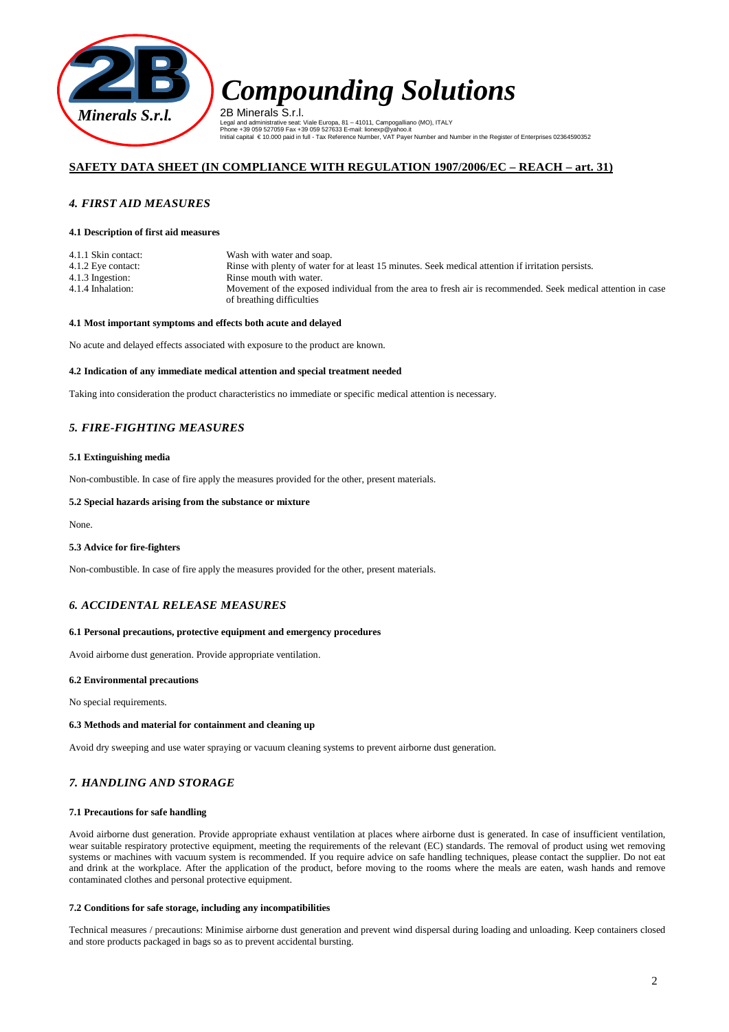## SAFETY DATA SHEET (IN COMPLIANCE WITH REGULATION 1907/2006/EC – REACH – art. 31)

### *4. FIRST AID MEASURES*

**4.1 Description of first aid measures**

| | |
|---|---|
| 4.1.1 Skin contact: | Wash with water and soap. |
| 4.1.2 Eye contact: | Rinse with plenty of water for at least 15 minutes. Seek medical attention if irritation persists. |
| 4.1.3 Ingestion: | Rinse mouth with water. |
| 4.1.4 Inhalation: | Movement of the exposed individual from the area to fresh air is recommended. Seek medical attention in case of breathing difficulties |

**4.1 Most important symptoms and effects both acute and delayed**

No acute and delayed effects associated with exposure to the product are known.

**4.2 Indication of any immediate medical attention and special treatment needed**

Taking into consideration the product characteristics no immediate or specific medical attention is necessary.

### *5. FIRE-FIGHTING MEASURES*

**5.1 Extinguishing media**

Non-combustible. In case of fire apply the measures provided for the other, present materials.

**5.2 Special hazards arising from the substance or mixture**

None.

**5.3 Advice for fire-fighters**

Non-combustible. In case of fire apply the measures provided for the other, present materials.

### *6. ACCIDENTAL RELEASE MEASURES*

**6.1 Personal precautions, protective equipment and emergency procedures**

Avoid airborne dust generation. Provide appropriate ventilation.

**6.2 Environmental precautions**

No special requirements.

**6.3 Methods and material for containment and cleaning up**

Avoid dry sweeping and use water spraying or vacuum cleaning systems to prevent airborne dust generation.

### *7. HANDLING AND STORAGE*

**7.1 Precautions for safe handling**

Avoid airborne dust generation. Provide appropriate exhaust ventilation at places where airborne dust is generated. In case of insufficient ventilation, wear suitable respiratory protective equipment, meeting the requirements of the relevant (EC) standards. The removal of product using wet removing systems or machines with vacuum system is recommended. If you require advice on safe handling techniques, please contact the supplier. Do not eat and drink at the workplace. After the application of the product, before moving to the rooms where the meals are eaten, wash hands and remove contaminated clothes and personal protective equipment.

**7.2 Conditions for safe storage, including any incompatibilities**

Technical measures / precautions: Minimise airborne dust generation and prevent wind dispersal during loading and unloading. Keep containers closed and store products packaged in bags so as to prevent accidental bursting.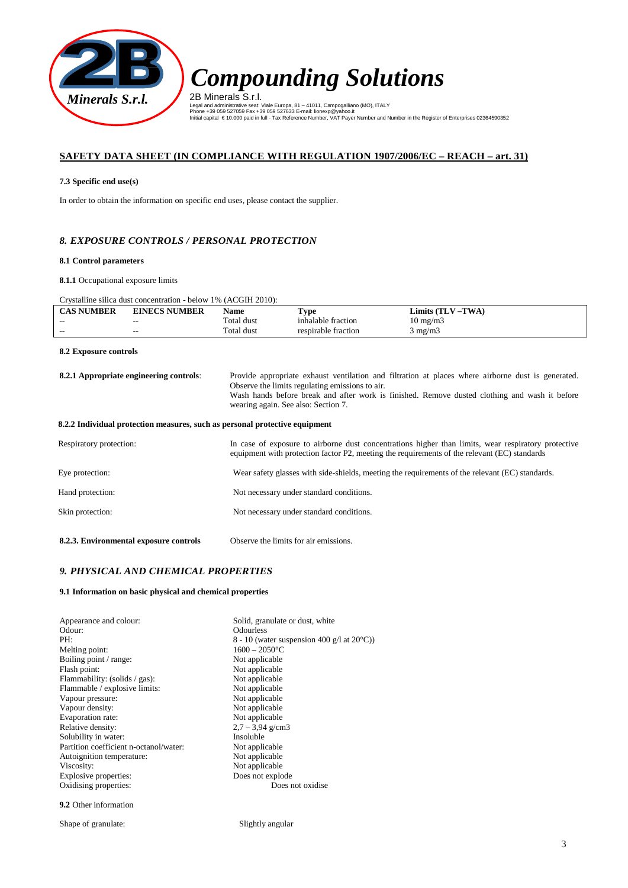**7.3 Specific end use(s)**

In order to obtain the information on specific end uses, please contact the supplier.

## *8. EXPOSURE CONTROLS / PERSONAL PROTECTION*

**8.1 Control parameters**

**8.1.1** Occupational exposure limits

Crystalline silica dust concentration - below 1% (ACGIH 2010):

| CAS NUMBER | EINECS NUMBER | Name | Type | Limits (TLV –TWA) |
|---|---|---|---|---|
| -- | -- | Total dust | inhalable fraction | 10 mg/m3 |
| -- | -- | Total dust | respirable fraction | 3 mg/m3 |

**8.2 Exposure controls**

**8.2.1 Appropriate engineering controls**: Provide appropriate exhaust ventilation and filtration at places where airborne dust is generated. Observe the limits regulating emissions to air. Wash hands before break and after work is finished. Remove dusted clothing and wash it before wearing again. See also: Section 7.

**8.2.2 Individual protection measures, such as personal protective equipment**

Respiratory protection: In case of exposure to airborne dust concentrations higher than limits, wear respiratory protective equipment with protection factor P2, meeting the requirements of the relevant (EC) standards

Eye protection: Wear safety glasses with side-shields, meeting the requirements of the relevant (EC) standards.

Hand protection: Not necessary under standard conditions.

Skin protection: Not necessary under standard conditions.

**8.2.3. Environmental exposure controls** Observe the limits for air emissions.

## *9. PHYSICAL AND CHEMICAL PROPERTIES*

**9.1 Information on basic physical and chemical properties**

| | |
|---|---|
| Appearance and colour: | Solid, granulate or dust, white |
| Odour: | Odourless |
| PH: | 8 - 10 (water suspension 400 g/l at 20°C)) |
| Melting point: | 1600 – 2050°C |
| Boiling point / range: | Not applicable |
| Flash point: | Not applicable |
| Flammability: (solids / gas): | Not applicable |
| Flammable / explosive limits: | Not applicable |
| Vapour pressure: | Not applicable |
| Vapour density: | Not applicable |
| Evaporation rate: | Not applicable |
| Relative density: | 2,7 – 3,94 g/cm3 |
| Solubility in water: | Insoluble |
| Partition coefficient n-octanol/water: | Not applicable |
| Autoignition temperature: | Not applicable |
| Viscosity: | Not applicable |
| Explosive properties: | Does not explode |
| Oxidising properties: | Does not oxidise |

**9.2** Other information

Shape of granulate: Slightly angular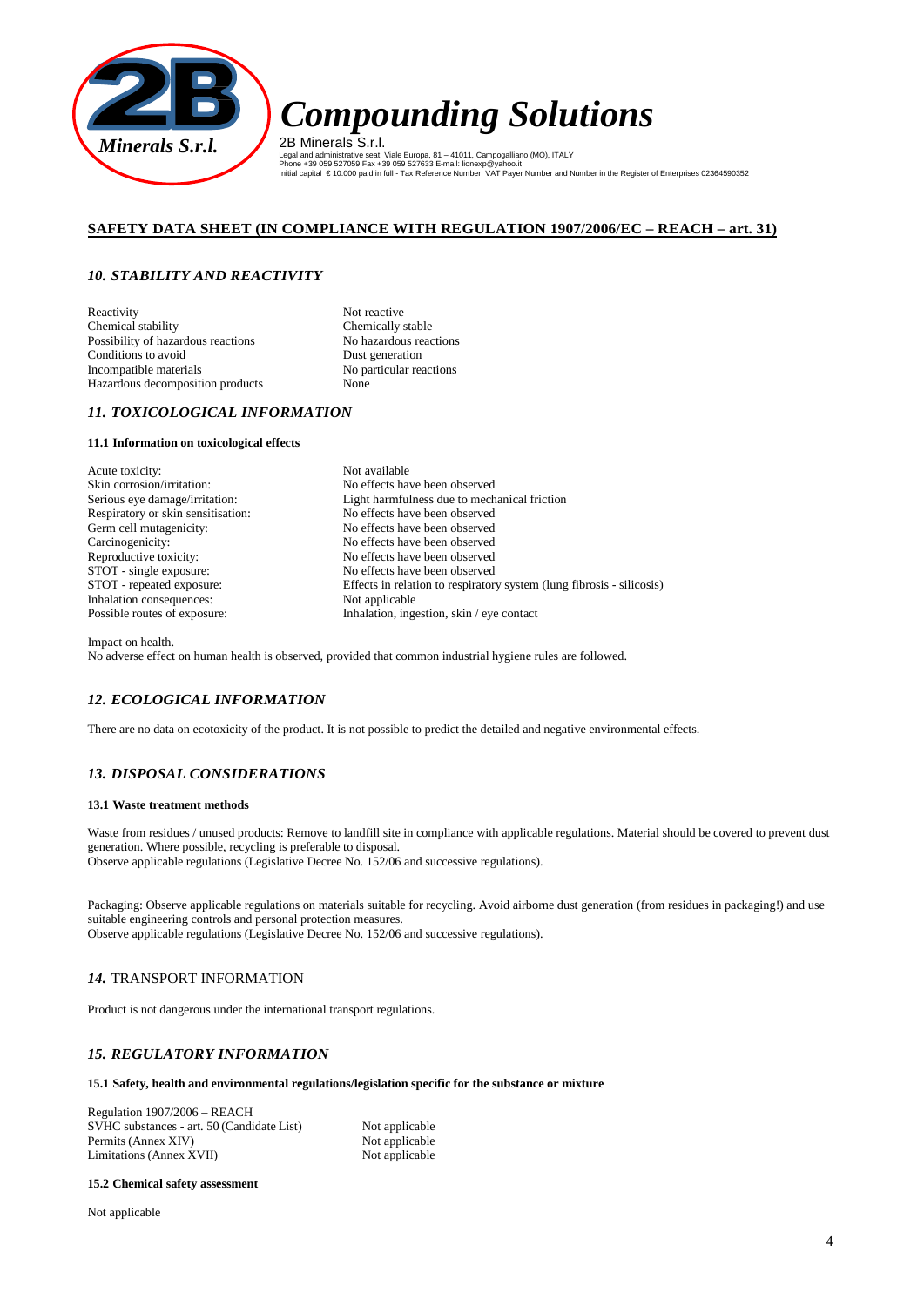## SAFETY DATA SHEET (IN COMPLIANCE WITH REGULATION 1907/2006/EC – REACH – art. 31)

### *10. STABILITY AND REACTIVITY*

| | |
|---|---|
| Reactivity | Not reactive |
| Chemical stability | Chemically stable |
| Possibility of hazardous reactions | No hazardous reactions |
| Conditions to avoid | Dust generation |
| Incompatible materials | No particular reactions |
| Hazardous decomposition products | None |

### *11. TOXICOLOGICAL INFORMATION*

**11.1 Information on toxicological effects**

| | |
|---|---|
| Acute toxicity: | Not available |
| Skin corrosion/irritation: | No effects have been observed |
| Serious eye damage/irritation: | Light harmfulness due to mechanical friction |
| Respiratory or skin sensitisation: | No effects have been observed |
| Germ cell mutagenicity: | No effects have been observed |
| Carcinogenicity: | No effects have been observed |
| Reproductive toxicity: | No effects have been observed |
| STOT - single exposure: | No effects have been observed |
| STOT - repeated exposure: | Effects in relation to respiratory system (lung fibrosis - silicosis) |
| Inhalation consequences: | Not applicable |
| Possible routes of exposure: | Inhalation, ingestion, skin / eye contact |

Impact on health.
No adverse effect on human health is observed, provided that common industrial hygiene rules are followed.

### *12. ECOLOGICAL INFORMATION*

There are no data on ecotoxicity of the product. It is not possible to predict the detailed and negative environmental effects.

### *13. DISPOSAL CONSIDERATIONS*

**13.1 Waste treatment methods**

Waste from residues / unused products: Remove to landfill site in compliance with applicable regulations. Material should be covered to prevent dust generation. Where possible, recycling is preferable to disposal.
Observe applicable regulations (Legislative Decree No. 152/06 and successive regulations).

Packaging: Observe applicable regulations on materials suitable for recycling. Avoid airborne dust generation (from residues in packaging!) and use suitable engineering controls and personal protection measures.
Observe applicable regulations (Legislative Decree No. 152/06 and successive regulations).

### *14.* TRANSPORT INFORMATION

Product is not dangerous under the international transport regulations.

### *15. REGULATORY INFORMATION*

**15.1 Safety, health and environmental regulations/legislation specific for the substance or mixture**

| | |
|---|---|
| Regulation 1907/2006 – REACH | |
| SVHC substances - art. 50 (Candidate List) | Not applicable |
| Permits (Annex XIV) | Not applicable |
| Limitations (Annex XVII) | Not applicable |

**15.2 Chemical safety assessment**

Not applicable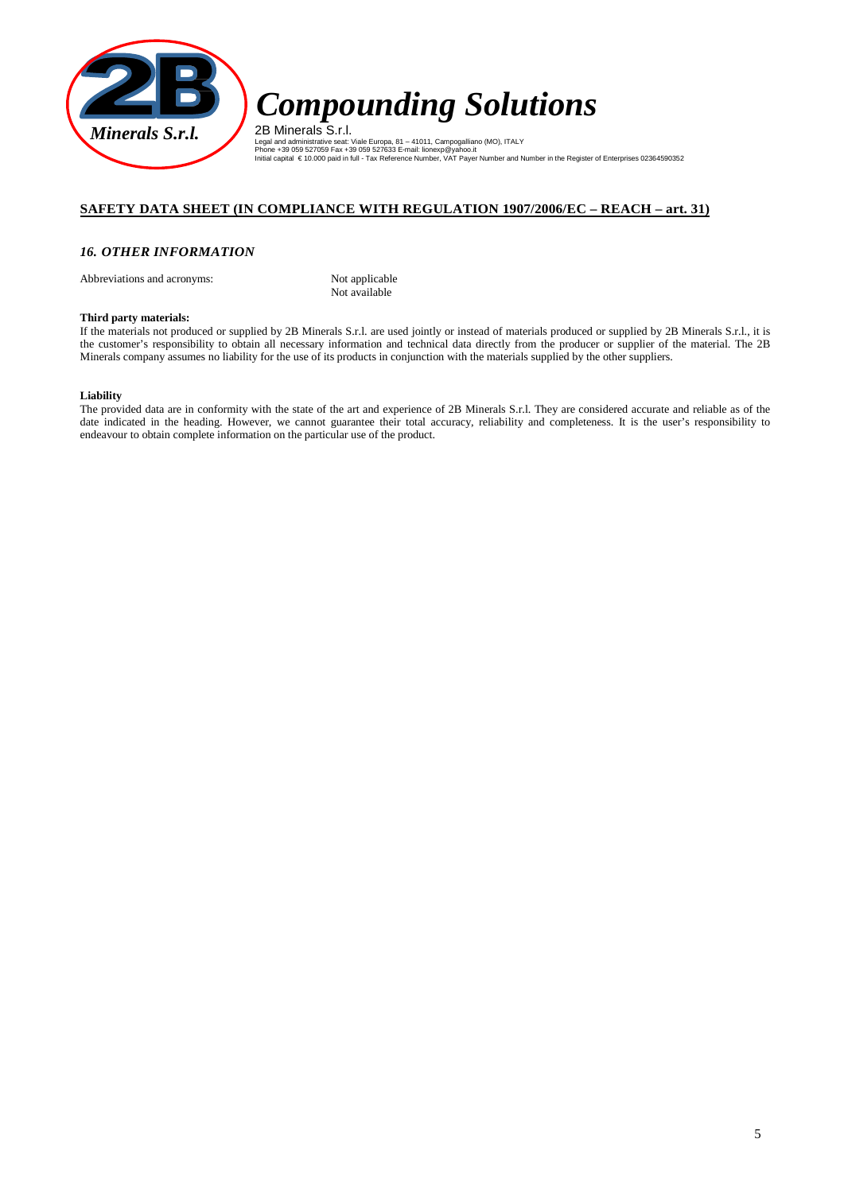## SAFETY DATA SHEET (IN COMPLIANCE WITH REGULATION 1907/2006/EC – REACH – art. 31)

### *16. OTHER INFORMATION*

| | |
|---|---|
| Abbreviations and acronyms: | Not applicable<br>Not available |

**Third party materials:**

If the materials not produced or supplied by 2B Minerals S.r.l. are used jointly or instead of materials produced or supplied by 2B Minerals S.r.l., it is the customer's responsibility to obtain all necessary information and technical data directly from the producer or supplier of the material. The 2B Minerals company assumes no liability for the use of its products in conjunction with the materials supplied by the other suppliers.

**Liability**

The provided data are in conformity with the state of the art and experience of 2B Minerals S.r.l. They are considered accurate and reliable as of the date indicated in the heading. However, we cannot guarantee their total accuracy, reliability and completeness. It is the user's responsibility to endeavour to obtain complete information on the particular use of the product.